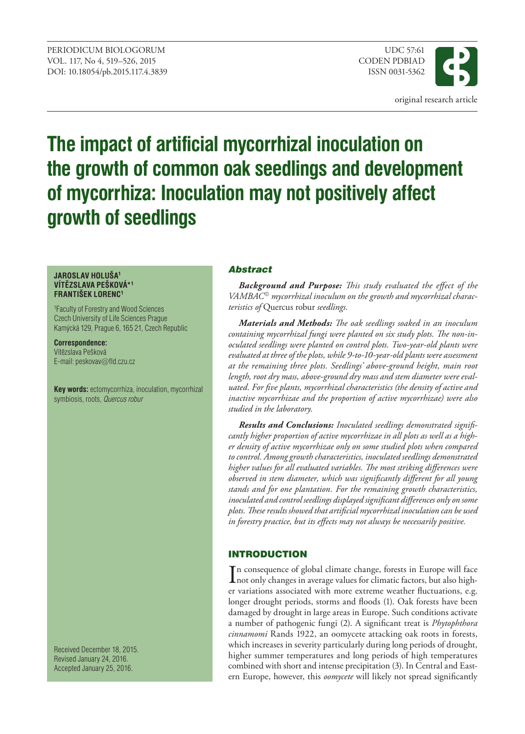original research article

# The impact of artificial mycorrhizal inoculation on the growth of common oak seedlings and development of mycorrhiza: Inoculation may not positively affect growth of seedlings

**JAROSLAV HOLUŠA[1]**
**VÍTĚZSLAVA PEŠKOVÁ*[1]**
**FRANTIŠEK LORENC[1]**

[1]Faculty of Forestry and Wood Sciences
Czech University of Life Sciences Prague
Kamýcká 129, Prague 6, 165 21, Czech Republic

**Correspondence:**
Vítězslava Pešková
E-mail: peskovav@fld.czu.cz

**Key words:** ectomycorrhiza, inoculation, mycorrhizal symbiosis, roots, *Quercus robur*

Received December 18, 2015.
Revised January 24, 2016.
Accepted January 25, 2016.

## Abstract

***Background and Purpose:*** *This study evaluated the effect of the VAMBAC© mycorrhizal inoculum on the growth and mycorrhizal characteristics of* Quercus robur *seedlings.*

***Materials and Methods:*** *The oak seedlings soaked in an inoculum containing mycorrhizal fungi were planted on six study plots. The non-inoculated seedlings were planted on control plots. Two-year-old plants were evaluated at three of the plots, while 9-to-10-year-old plants were assessment at the remaining three plots. Seedlings' above-ground height, main root length, root dry mass, above-ground dry mass and stem diameter were evaluated. For five plants, mycorrhizal characteristics (the density of active and inactive mycorrhizae and the proportion of active mycorrhizae) were also studied in the laboratory.*

***Results and Conclusions:*** *Inoculated seedlings demonstrated significantly higher proportion of active mycorrhizae in all plots as well as a higher density of active mycorrhizae only on some studied plots when compared to control. Among growth characteristics, inoculated seedlings demonstrated higher values for all evaluated variables. The most striking differences were observed in stem diameter, which was significantly different for all young stands and for one plantation. For the remaining growth characteristics, inoculated and control seedlings displayed significant differences only on some plots. These results showed that artificial mycorrhizal inoculation can be used in forestry practice, but its effects may not always be necessarily positive.*

## INTRODUCTION

In consequence of global climate change, forests in Europe will face not only changes in average values for climatic factors, but also higher variations associated with more extreme weather fluctuations, e.g. longer drought periods, storms and floods (1). Oak forests have been damaged by drought in large areas in Europe. Such conditions activate a number of pathogenic fungi (2). A significant treat is *Phytophthora cinnamomi* Rands 1922, an oomycete attacking oak roots in forests, which increases in severity particularly during long periods of drought, higher summer temperatures and long periods of high temperatures combined with short and intense precipitation (3). In Central and Eastern Europe, however, this *oomycete* will likely not spread significantly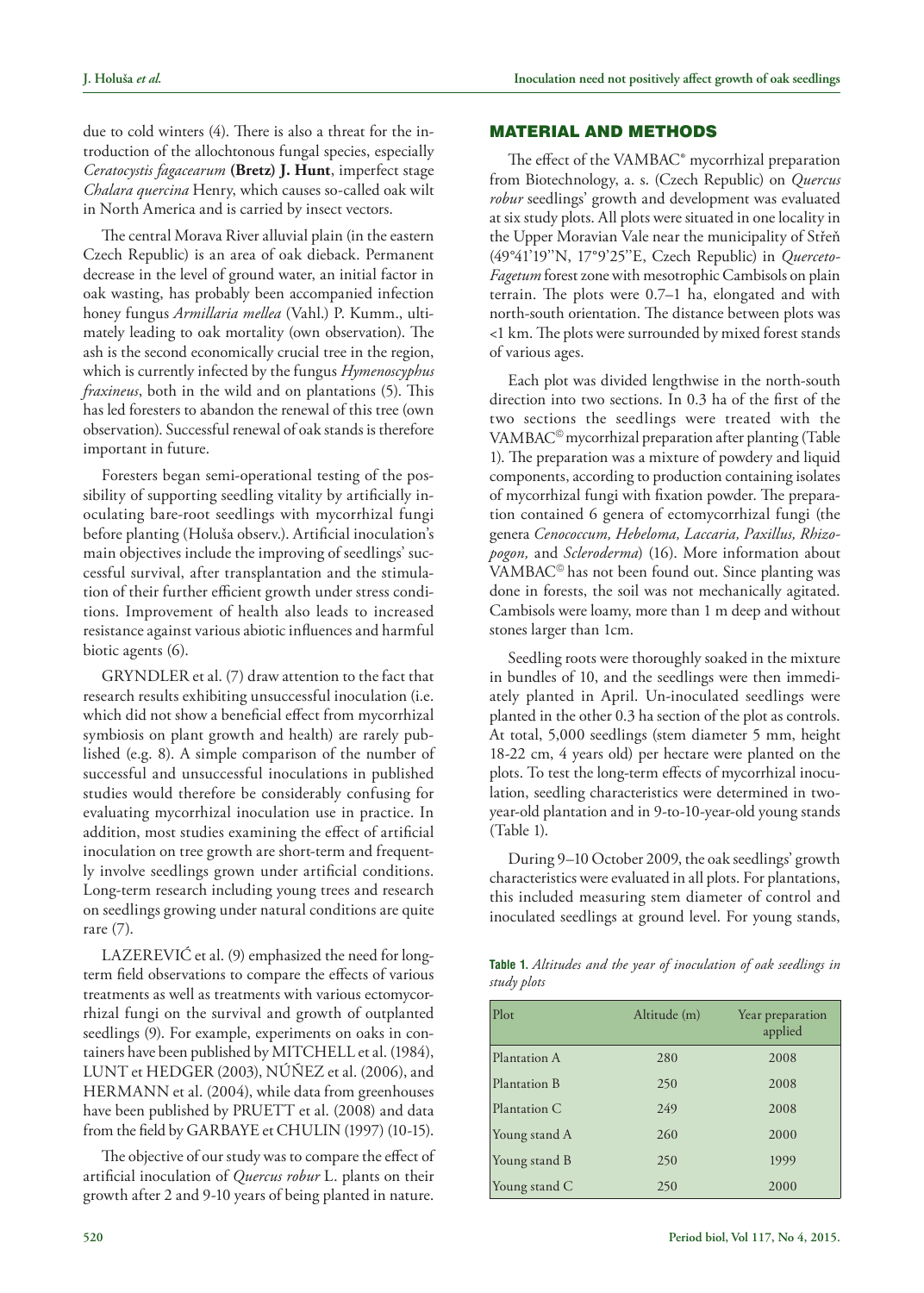due to cold winters (4). There is also a threat for the introduction of the allochtonous fungal species, especially *Ceratocystis fagacearum* **(Bretz) J. Hunt**, imperfect stage *Chalara quercina* Henry, which causes so-called oak wilt in North America and is carried by insect vectors.

The central Morava River alluvial plain (in the eastern Czech Republic) is an area of oak dieback. Permanent decrease in the level of ground water, an initial factor in oak wasting, has probably been accompanied infection honey fungus *Armillaria mellea* (Vahl.) P. Kumm., ultimately leading to oak mortality (own observation). The ash is the second economically crucial tree in the region, which is currently infected by the fungus *Hymenoscyphus fraxineus*, both in the wild and on plantations (5). This has led foresters to abandon the renewal of this tree (own observation). Successful renewal of oak stands is therefore important in future.

Foresters began semi-operational testing of the possibility of supporting seedling vitality by artificially inoculating bare-root seedlings with mycorrhizal fungi before planting (Holuša observ.). Artificial inoculation's main objectives include the improving of seedlings' successful survival, after transplantation and the stimulation of their further efficient growth under stress conditions. Improvement of health also leads to increased resistance against various abiotic influences and harmful biotic agents (6).

GRYNDLER et al. (7) draw attention to the fact that research results exhibiting unsuccessful inoculation (i.e. which did not show a beneficial effect from mycorrhizal symbiosis on plant growth and health) are rarely published (e.g. 8). A simple comparison of the number of successful and unsuccessful inoculations in published studies would therefore be considerably confusing for evaluating mycorrhizal inoculation use in practice. In addition, most studies examining the effect of artificial inoculation on tree growth are short-term and frequently involve seedlings grown under artificial conditions. Long-term research including young trees and research on seedlings growing under natural conditions are quite rare (7).

LAZEREVIĆ et al. (9) emphasized the need for long-term field observations to compare the effects of various treatments as well as treatments with various ectomycorrhizal fungi on the survival and growth of outplanted seedlings (9). For example, experiments on oaks in containers have been published by MITCHELL et al. (1984), LUNT et HEDGER (2003), NÚÑEZ et al. (2006), and HERMANN et al. (2004), while data from greenhouses have been published by PRUETT et al. (2008) and data from the field by GARBAYE et CHULIN (1997) (10-15).

The objective of our study was to compare the effect of artificial inoculation of *Quercus robur* L. plants on their growth after 2 and 9-10 years of being planted in nature.

## MATERIAL AND METHODS

The effect of the VAMBAC® mycorrhizal preparation from Biotechnology, a. s. (Czech Republic) on *Quercus robur* seedlings' growth and development was evaluated at six study plots. All plots were situated in one locality in the Upper Moravian Vale near the municipality of Střeň (49°41'19''N, 17°9'25''E, Czech Republic) in *Querceto-Fagetum* forest zone with mesotrophic Cambisols on plain terrain. The plots were 0.7–1 ha, elongated and with north-south orientation. The distance between plots was <1 km. The plots were surrounded by mixed forest stands of various ages.

Each plot was divided lengthwise in the north-south direction into two sections. In 0.3 ha of the first of the two sections the seedlings were treated with the VAMBAC© mycorrhizal preparation after planting (Table 1). The preparation was a mixture of powdery and liquid components, according to production containing isolates of mycorrhizal fungi with fixation powder. The preparation contained 6 genera of ectomycorrhizal fungi (the genera *Cenococcum, Hebeloma, Laccaria, Paxillus, Rhizopogon,* and *Scleroderma*) (16). More information about VAMBAC© has not been found out. Since planting was done in forests, the soil was not mechanically agitated. Cambisols were loamy, more than 1 m deep and without stones larger than 1cm.

Seedling roots were thoroughly soaked in the mixture in bundles of 10, and the seedlings were then immediately planted in April. Un-inoculated seedlings were planted in the other 0.3 ha section of the plot as controls. At total, 5,000 seedlings (stem diameter 5 mm, height 18-22 cm, 4 years old) per hectare were planted on the plots. To test the long-term effects of mycorrhizal inoculation, seedling characteristics were determined in two-year-old plantation and in 9-to-10-year-old young stands (Table 1).

During 9–10 October 2009, the oak seedlings' growth characteristics were evaluated in all plots. For plantations, this included measuring stem diameter of control and inoculated seedlings at ground level. For young stands,

**Table 1.** *Altitudes and the year of inoculation of oak seedlings in study plots*

| Plot | Altitude (m) | Year preparation applied |
|---|---|---|
| Plantation A | 280 | 2008 |
| Plantation B | 250 | 2008 |
| Plantation C | 249 | 2008 |
| Young stand A | 260 | 2000 |
| Young stand B | 250 | 1999 |
| Young stand C | 250 | 2000 |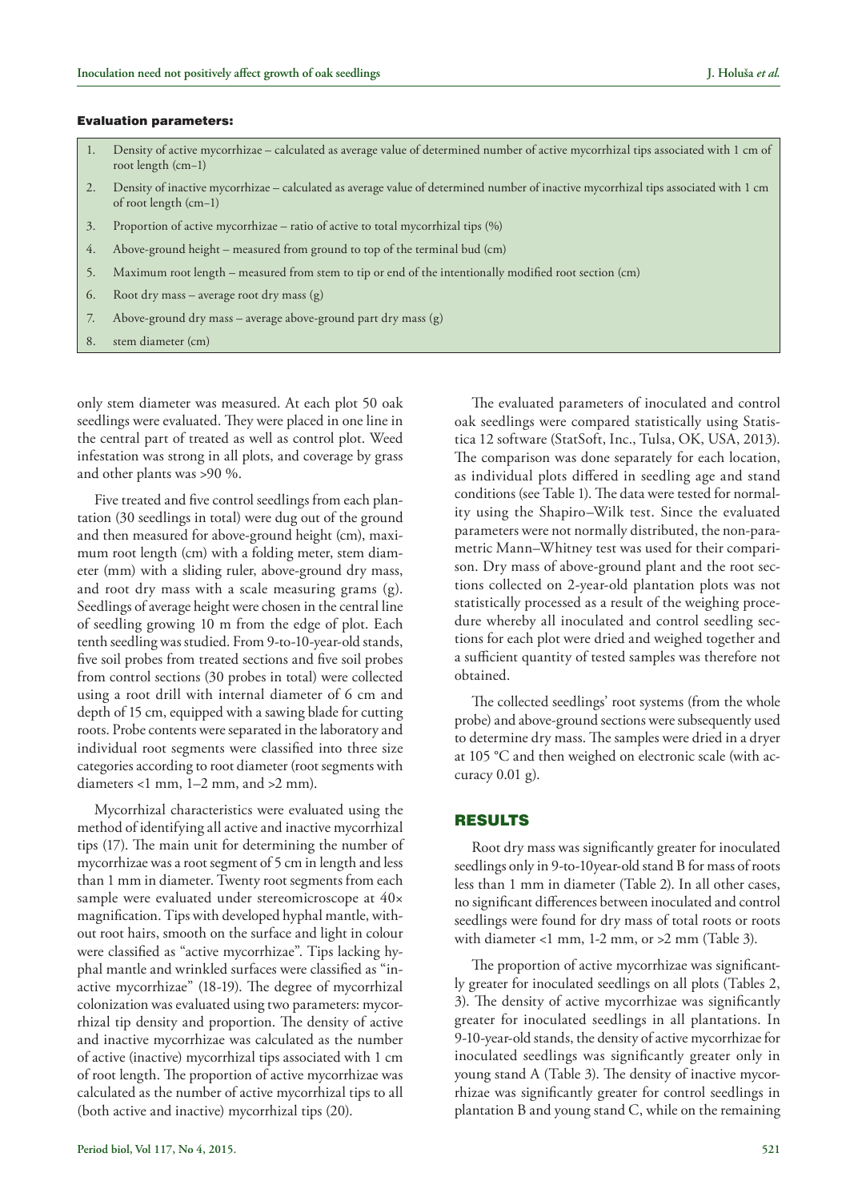#### Evaluation parameters:

1. Density of active mycorrhizae – calculated as average value of determined number of active mycorrhizal tips associated with 1 cm of root length (cm–1)
2. Density of inactive mycorrhizae – calculated as average value of determined number of inactive mycorrhizal tips associated with 1 cm of root length (cm–1)
3. Proportion of active mycorrhizae – ratio of active to total mycorrhizal tips (%)
4. Above-ground height – measured from ground to top of the terminal bud (cm)
5. Maximum root length – measured from stem to tip or end of the intentionally modified root section (cm)
6. Root dry mass – average root dry mass (g)
7. Above-ground dry mass – average above-ground part dry mass (g)
8. stem diameter (cm)

only stem diameter was measured. At each plot 50 oak seedlings were evaluated. They were placed in one line in the central part of treated as well as control plot. Weed infestation was strong in all plots, and coverage by grass and other plants was >90 %.

Five treated and five control seedlings from each plantation (30 seedlings in total) were dug out of the ground and then measured for above-ground height (cm), maximum root length (cm) with a folding meter, stem diameter (mm) with a sliding ruler, above-ground dry mass, and root dry mass with a scale measuring grams (g). Seedlings of average height were chosen in the central line of seedling growing 10 m from the edge of plot. Each tenth seedling was studied. From 9-to-10-year-old stands, five soil probes from treated sections and five soil probes from control sections (30 probes in total) were collected using a root drill with internal diameter of 6 cm and depth of 15 cm, equipped with a sawing blade for cutting roots. Probe contents were separated in the laboratory and individual root segments were classified into three size categories according to root diameter (root segments with diameters <1 mm, 1–2 mm, and >2 mm).

Mycorrhizal characteristics were evaluated using the method of identifying all active and inactive mycorrhizal tips (17). The main unit for determining the number of mycorrhizae was a root segment of 5 cm in length and less than 1 mm in diameter. Twenty root segments from each sample were evaluated under stereomicroscope at 40× magnification. Tips with developed hyphal mantle, without root hairs, smooth on the surface and light in colour were classified as "active mycorrhizae". Tips lacking hyphal mantle and wrinkled surfaces were classified as "inactive mycorrhizae" (18-19). The degree of mycorrhizal colonization was evaluated using two parameters: mycorrhizal tip density and proportion. The density of active and inactive mycorrhizae was calculated as the number of active (inactive) mycorrhizal tips associated with 1 cm of root length. The proportion of active mycorrhizae was calculated as the number of active mycorrhizal tips to all (both active and inactive) mycorrhizal tips (20).

The evaluated parameters of inoculated and control oak seedlings were compared statistically using Statistica 12 software (StatSoft, Inc., Tulsa, OK, USA, 2013). The comparison was done separately for each location, as individual plots differed in seedling age and stand conditions (see Table 1). The data were tested for normality using the Shapiro–Wilk test. Since the evaluated parameters were not normally distributed, the non-parametric Mann–Whitney test was used for their comparison. Dry mass of above-ground plant and the root sections collected on 2-year-old plantation plots was not statistically processed as a result of the weighing procedure whereby all inoculated and control seedling sections for each plot were dried and weighed together and a sufficient quantity of tested samples was therefore not obtained.

The collected seedlings' root systems (from the whole probe) and above-ground sections were subsequently used to determine dry mass. The samples were dried in a dryer at 105 °C and then weighed on electronic scale (with accuracy 0.01 g).

## RESULTS

Root dry mass was significantly greater for inoculated seedlings only in 9-to-10year-old stand B for mass of roots less than 1 mm in diameter (Table 2). In all other cases, no significant differences between inoculated and control seedlings were found for dry mass of total roots or roots with diameter <1 mm, 1-2 mm, or >2 mm (Table 3).

The proportion of active mycorrhizae was significantly greater for inoculated seedlings on all plots (Tables 2, 3). The density of active mycorrhizae was significantly greater for inoculated seedlings in all plantations. In 9-10-year-old stands, the density of active mycorrhizae for inoculated seedlings was significantly greater only in young stand A (Table 3). The density of inactive mycorrhizae was significantly greater for control seedlings in plantation B and young stand C, while on the remaining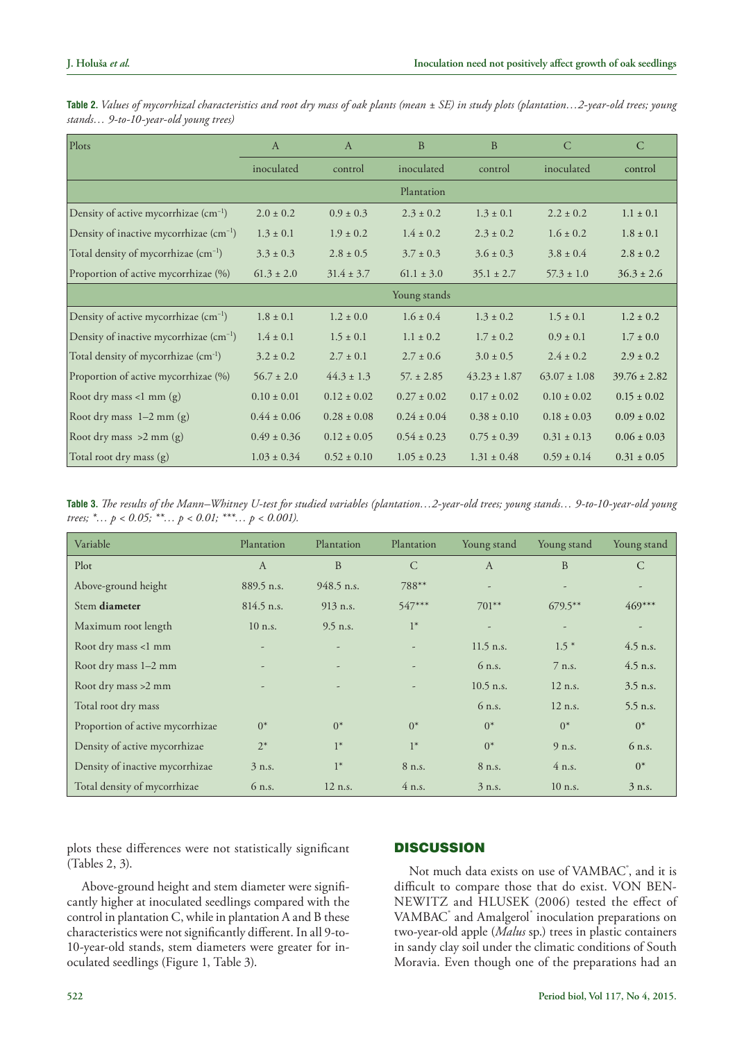**Table 2.** *Values of mycorrhizal characteristics and root dry mass of oak plants (mean ± SE) in study plots (plantation…2-year-old trees; young stands… 9-to-10-year-old young trees)*

| Plots | A | A | B | B | C | C |
|---|---|---|---|---|---|---|
| | inoculated | control | inoculated | control | inoculated | control |
| | | | Plantation | | | |
| Density of active mycorrhizae ($cm^{-1}$) | 2.0 ± 0.2 | 0.9 ± 0.3 | 2.3 ± 0.2 | 1.3 ± 0.1 | 2.2 ± 0.2 | 1.1 ± 0.1 |
| Density of inactive mycorrhizae ($cm^{-1}$) | 1.3 ± 0.1 | 1.9 ± 0.2 | 1.4 ± 0.2 | 2.3 ± 0.2 | 1.6 ± 0.2 | 1.8 ± 0.1 |
| Total density of mycorrhizae ($cm^{-1}$) | 3.3 ± 0.3 | 2.8 ± 0.5 | 3.7 ± 0.3 | 3.6 ± 0.3 | 3.8 ± 0.4 | 2.8 ± 0.2 |
| Proportion of active mycorrhizae (%) | 61.3 ± 2.0 | 31.4 ± 3.7 | 61.1 ± 3.0 | 35.1 ± 2.7 | 57.3 ± 1.0 | 36.3 ± 2.6 |
| | | | Young stands | | | |
| Density of active mycorrhizae ($cm^{-1}$) | 1.8 ± 0.1 | 1.2 ± 0.0 | 1.6 ± 0.4 | 1.3 ± 0.2 | 1.5 ± 0.1 | 1.2 ± 0.2 |
| Density of inactive mycorrhizae ($cm^{-1}$) | 1.4 ± 0.1 | 1.5 ± 0.1 | 1.1 ± 0.2 | 1.7 ± 0.2 | 0.9 ± 0.1 | 1.7 ± 0.0 |
| Total density of mycorrhizae ($cm^{-1}$) | 3.2 ± 0.2 | 2.7 ± 0.1 | 2.7 ± 0.6 | 3.0 ± 0.5 | 2.4 ± 0.2 | 2.9 ± 0.2 |
| Proportion of active mycorrhizae (%) | 56.7 ± 2.0 | 44.3 ± 1.3 | 57. ± 2.85 | 43.23 ± 1.87 | 63.07 ± 1.08 | 39.76 ± 2.82 |
| Root dry mass <1 mm (g) | 0.10 ± 0.01 | 0.12 ± 0.02 | 0.27 ± 0.02 | 0.17 ± 0.02 | 0.10 ± 0.02 | 0.15 ± 0.02 |
| Root dry mass 1–2 mm (g) | 0.44 ± 0.06 | 0.28 ± 0.08 | 0.24 ± 0.04 | 0.38 ± 0.10 | 0.18 ± 0.03 | 0.09 ± 0.02 |
| Root dry mass >2 mm (g) | 0.49 ± 0.36 | 0.12 ± 0.05 | 0.54 ± 0.23 | 0.75 ± 0.39 | 0.31 ± 0.13 | 0.06 ± 0.03 |
| Total root dry mass (g) | 1.03 ± 0.34 | 0.52 ± 0.10 | 1.05 ± 0.23 | 1.31 ± 0.48 | 0.59 ± 0.14 | 0.31 ± 0.05 |

**Table 3.** *The results of the Mann–Whitney U-test for studied variables (plantation…2-year-old trees; young stands… 9-to-10-year-old young trees; *… $p < 0.05$; **… $p < 0.01$; ***… $p < 0.001$).*

| Variable | Plantation | Plantation | Plantation | Young stand | Young stand | Young stand |
|---|---|---|---|---|---|---|
| Plot | A | B | C | A | B | C |
| Above-ground height | 889.5 n.s. | 948.5 n.s. | 788** | - | - | - |
| Stem **diameter** | 814.5 n.s. | 913 n.s. | 547*** | 701** | 679.5** | 469*** |
| Maximum root length | 10 n.s. | 9.5 n.s. | 1* | - | - | - |
| Root dry mass <1 mm | - | - | - | 11.5 n.s. | 1.5 * | 4.5 n.s. |
| Root dry mass 1–2 mm | - | - | - | 6 n.s. | 7 n.s. | 4.5 n.s. |
| Root dry mass >2 mm | - | - | - | 10.5 n.s. | 12 n.s. | 3.5 n.s. |
| Total root dry mass | | | | 6 n.s. | 12 n.s. | 5.5 n.s. |
| Proportion of active mycorrhizae | 0* | 0* | 0* | 0* | 0* | 0* |
| Density of active mycorrhizae | 2* | 1* | 1* | 0* | 9 n.s. | 6 n.s. |
| Density of inactive mycorrhizae | 3 n.s. | 1* | 8 n.s. | 8 n.s. | 4 n.s. | 0* |
| Total density of mycorrhizae | 6 n.s. | 12 n.s. | 4 n.s. | 3 n.s. | 10 n.s. | 3 n.s. |

plots these differences were not statistically significant (Tables 2, 3).

Above-ground height and stem diameter were significantly higher at inoculated seedlings compared with the control in plantation C, while in plantation A and B these characteristics were not significantly different. In all 9-to-10-year-old stands, stem diameters were greater for inoculated seedlings (Figure 1, Table 3).

## DISCUSSION

Not much data exists on use of VAMBAC®, and it is difficult to compare those that do exist. VON BENNEWITZ and HLUSEK (2006) tested the effect of VAMBAC® and Amalgerol® inoculation preparations on two-year-old apple (*Malus* sp.) trees in plastic containers in sandy clay soil under the climatic conditions of South Moravia. Even though one of the preparations had an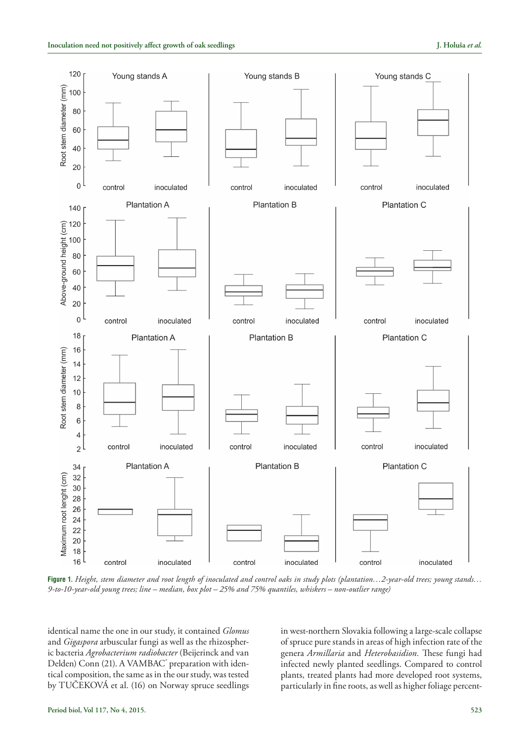**Figure 1.** *Height, stem diameter and root length of inoculated and control oaks in study plots (plantation…2-year-old trees; young stands… 9-to-10-year-old young trees; line – median, box plot – 25% and 75% quantiles, whiskers – non-outlier range)*

identical name the one in our study, it contained *Glomus* and *Gigaspora* arbuscular fungi as well as the rhizospheric bacteria *Agrobacterium radiobacter* (Beijerinck and van Delden) Conn (21). A VAMBAC® preparation with identical composition, the same as in the our study, was tested by TUČEKOVÁ et al. (16) on Norway spruce seedlings in west-northern Slovakia following a large-scale collapse of spruce pure stands in areas of high infection rate of the genera *Armillaria* and *Heterobasidion.* These fungi had infected newly planted seedlings. Compared to control plants, treated plants had more developed root systems, particularly in fine roots, as well as higher foliage percent-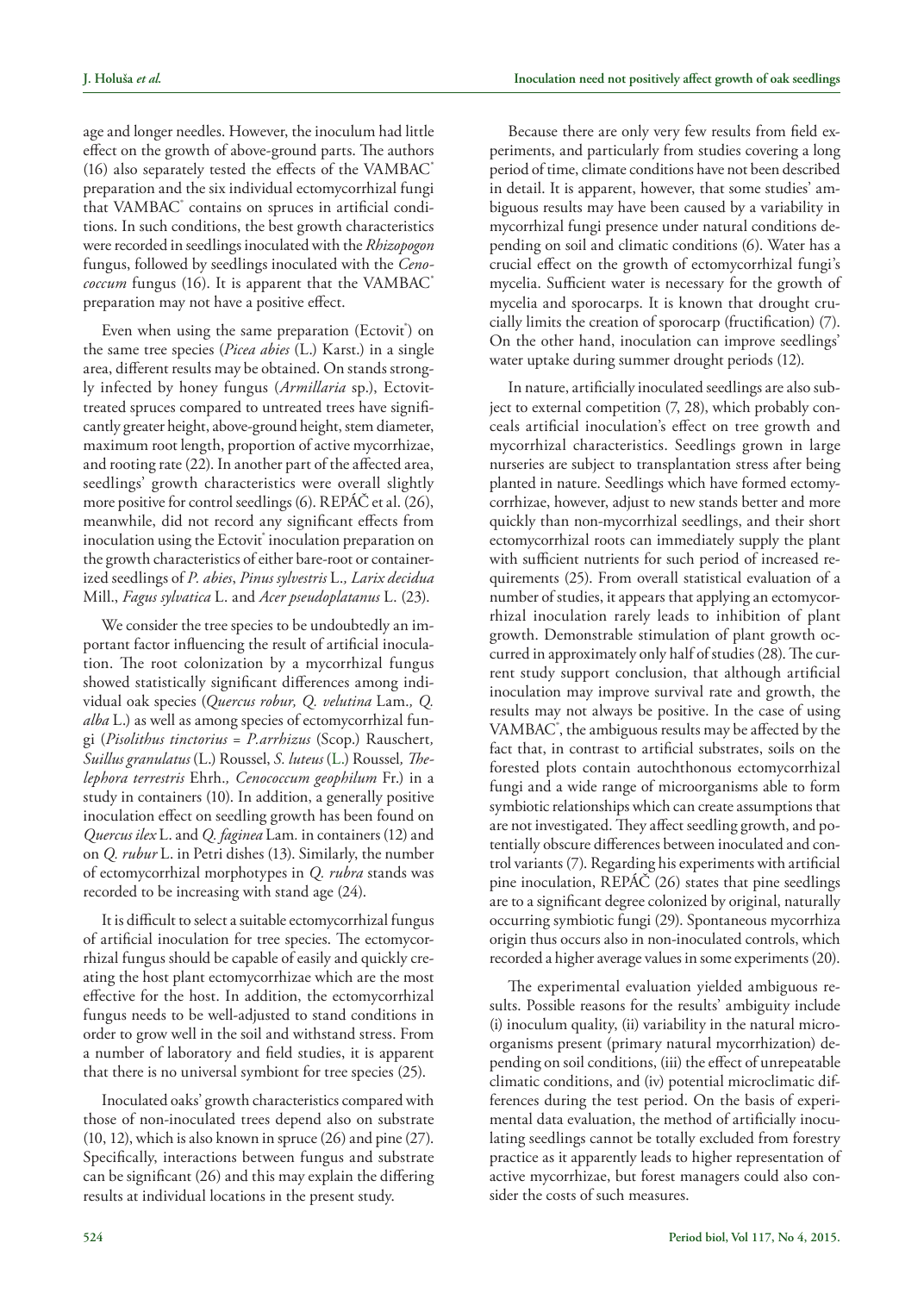age and longer needles. However, the inoculum had little effect on the growth of above-ground parts. The authors (16) also separately tested the effects of the VAMBAC® preparation and the six individual ectomycorrhizal fungi that VAMBAC® contains on spruces in artificial conditions. In such conditions, the best growth characteristics were recorded in seedlings inoculated with the *Rhizopogon* fungus, followed by seedlings inoculated with the *Cenococcum* fungus (16). It is apparent that the VAMBAC® preparation may not have a positive effect.

Even when using the same preparation (Ectovit®) on the same tree species (*Picea abies* (L.) Karst.) in a single area, different results may be obtained. On stands strongly infected by honey fungus (*Armillaria* sp.), Ectovit-treated spruces compared to untreated trees have significantly greater height, above-ground height, stem diameter, maximum root length, proportion of active mycorrhizae, and rooting rate (22). In another part of the affected area, seedlings' growth characteristics were overall slightly more positive for control seedlings (6). REPÁČ et al. (26), meanwhile, did not record any significant effects from inoculation using the Ectovit® inoculation preparation on the growth characteristics of either bare-root or containerized seedlings of *P. abies*, *Pinus sylvestris* L., *Larix decidua* Mill., *Fagus sylvatica* L. and *Acer pseudoplatanus* L. (23).

We consider the tree species to be undoubtedly an important factor influencing the result of artificial inoculation. The root colonization by a mycorrhizal fungus showed statistically significant differences among individual oak species (*Quercus robur, Q. velutina* Lam., *Q. alba* L.) as well as among species of ectomycorrhizal fungi (*Pisolithus tinctorius = P.arrhizus* (Scop.) Rauschert, *Suillus granulatus* (L.) Roussel, *S. luteus* (L.) Roussel, *Thelephora terrestris* Ehrh., *Cenococcum geophilum* Fr.) in a study in containers (10). In addition, a generally positive inoculation effect on seedling growth has been found on *Quercus ilex* L. and *Q. faginea* Lam. in containers (12) and on *Q. rubur* L. in Petri dishes (13). Similarly, the number of ectomycorrhizal morphotypes in *Q. rubra* stands was recorded to be increasing with stand age (24).

It is difficult to select a suitable ectomycorrhizal fungus of artificial inoculation for tree species. The ectomycorrhizal fungus should be capable of easily and quickly creating the host plant ectomycorrhizae which are the most effective for the host. In addition, the ectomycorrhizal fungus needs to be well-adjusted to stand conditions in order to grow well in the soil and withstand stress. From a number of laboratory and field studies, it is apparent that there is no universal symbiont for tree species (25).

Inoculated oaks' growth characteristics compared with those of non-inoculated trees depend also on substrate (10, 12), which is also known in spruce (26) and pine (27). Specifically, interactions between fungus and substrate can be significant (26) and this may explain the differing results at individual locations in the present study.

Because there are only very few results from field experiments, and particularly from studies covering a long period of time, climate conditions have not been described in detail. It is apparent, however, that some studies' ambiguous results may have been caused by a variability in mycorrhizal fungi presence under natural conditions depending on soil and climatic conditions (6). Water has a crucial effect on the growth of ectomycorrhizal fungi's mycelia. Sufficient water is necessary for the growth of mycelia and sporocarps. It is known that drought crucially limits the creation of sporocarp (fructification) (7). On the other hand, inoculation can improve seedlings' water uptake during summer drought periods (12).

In nature, artificially inoculated seedlings are also subject to external competition (7, 28), which probably conceals artificial inoculation's effect on tree growth and mycorrhizal characteristics. Seedlings grown in large nurseries are subject to transplantation stress after being planted in nature. Seedlings which have formed ectomycorrhizae, however, adjust to new stands better and more quickly than non-mycorrhizal seedlings, and their short ectomycorrhizal roots can immediately supply the plant with sufficient nutrients for such period of increased requirements (25). From overall statistical evaluation of a number of studies, it appears that applying an ectomycorrhizal inoculation rarely leads to inhibition of plant growth. Demonstrable stimulation of plant growth occurred in approximately only half of studies (28). The current study support conclusion, that although artificial inoculation may improve survival rate and growth, the results may not always be positive. In the case of using VAMBAC®, the ambiguous results may be affected by the fact that, in contrast to artificial substrates, soils on the forested plots contain autochthonous ectomycorrhizal fungi and a wide range of microorganisms able to form symbiotic relationships which can create assumptions that are not investigated. They affect seedling growth, and potentially obscure differences between inoculated and control variants (7). Regarding his experiments with artificial pine inoculation, REPÁČ (26) states that pine seedlings are to a significant degree colonized by original, naturally occurring symbiotic fungi (29). Spontaneous mycorrhiza origin thus occurs also in non-inoculated controls, which recorded a higher average values in some experiments (20).

The experimental evaluation yielded ambiguous results. Possible reasons for the results' ambiguity include (i) inoculum quality, (ii) variability in the natural microorganisms present (primary natural mycorrhization) depending on soil conditions, (iii) the effect of unrepeatable climatic conditions, and (iv) potential microclimatic differences during the test period. On the basis of experimental data evaluation, the method of artificially inoculating seedlings cannot be totally excluded from forestry practice as it apparently leads to higher representation of active mycorrhizae, but forest managers could also consider the costs of such measures.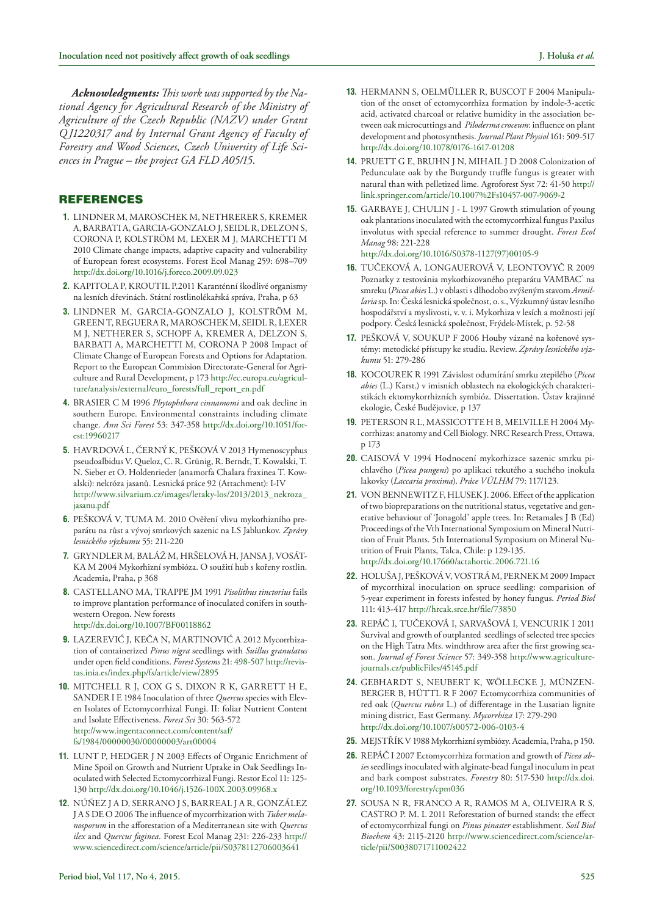***Acknowledgments:** This work was supported by the National Agency for Agricultural Research of the Ministry of Agriculture of the Czech Republic (NAZV) under Grant QJ1220317 and by Internal Grant Agency of Faculty of Forestry and Wood Sciences, Czech University of Life Sciences in Prague – the project GA FLD A05/15.*

## REFERENCES

1. LINDNER M, MAROSCHEK M, NETHRERER S, KREMER A, BARBATI A, GARCIA-GONZALO J, SEIDL R, DELZON S, CORONA P, KOLSTRÖM M, LEXER M J, MARCHETTI M 2010 Climate change impacts, adaptive capacity and vulnerability of European forest ecosystems. Forest Ecol Manag 259: 698–709 http://dx.doi.org/10.1016/j.foreco.2009.09.023
2. KAPITOLA P, KROUTIL P.2011 Karanténní škodlivé organismy na lesních dřevinách. Státní rostlinolékařská správa, Praha, p 63
3. LINDNER M, GARCIA-GONZALO J, KOLSTRÖM M, GREEN T, REGUERA R, MAROSCHEK M, SEIDL R, LEXER M J, NETHERER S, SCHOPF A, KREMER A, DELZON S, BARBATI A, MARCHETTI M, CORONA P 2008 Impact of Climate Change of European Forests and Options for Adaptation. Report to the European Commision Directorate-General for Agriculture and Rural Development, p 173 http://ec.europa.eu/agriculture/analysis/external/euro_forests/full_report_en.pdf
4. BRASIER C M 1996 *Phytophthora cinnamomi* and oak decline in southern Europe. Environmental constraints including climate change. *Ann Sci Forest* 53: 347-358 http://dx.doi.org/10.1051/forest:19960217
5. HAVRDOVÁ L, ČERNÝ K, PEŠKOVÁ V 2013 Hymenoscyphus pseudoalbidus V. Queloz, C. R. Grünig, R. Berndt, T. Kowalski, T. N. Sieber et O. Holdenrieder (anamorfa Chalara fraxinea T. Kowalski): nekróza jasanů. Lesnická práce 92 (Attachment): I-IV http://www.silvarium.cz/images/letaky-lso/2013/2013_nekroza_jasanu.pdf
6. PEŠKOVÁ V, TUMA M. 2010 Ověření vlivu mykorhizního preparátu na růst a vývoj smrkových sazenic na LS Jablunkov. *Zprávy lesnického výzkumu* 55: 211-220
7. GRYNDLER M, BALÁŽ M, HRŠELOVÁ H, JANSA J, VOSÁTKA M 2004 Mykorhizní symbióza. O soužití hub s kořeny rostlin. Academia, Praha, p 368
8. CASTELLANO MA, TRAPPE JM 1991 *Pisolithus tinctorius* fails to improve plantation performance of inoculated conifers in southwestern Oregon. New forests http://dx.doi.org/10.1007/BF00118862
9. LAZEREVIĆ J, KEČA N, MARTINOVIĆ A 2012 Mycorrhization of containerized *Pinus nigra* seedlings with *Suillus granulatus* under open field conditions. *Forest Systems* 21: 498-507 http://revistas.inia.es/index.php/fs/article/view/2895
10. MITCHELL R J, COX G S, DIXON R K, GARRETT H E, SANDER I E 1984 Inoculation of three *Quercus* species with Eleven Isolates of Ectomycorrhizal Fungi. II: foliar Nutrient Content and Isolate Effectiveness. *Forest Sci* 30: 563-572 http://www.ingentaconnect.com/content/saf/fs/1984/00000030/00000003/art00004
11. LUNT P, HEDGER J N 2003 Effects of Organic Enrichment of Mine Spoil on Growth and Nutrient Uptake in Oak Seedlings Inoculated with Selected Ectomycorrhizal Fungi. Restor Ecol 11: 125-130 http://dx.doi.org/10.1046/j.1526-100X.2003.09968.x
12. NÚÑEZ J A D, SERRANO J S, BARREAL J A R, GONZÁLEZ J A S DE O 2006 The influence of mycorrhization with *Tuber melanosporum* in the afforestation of a Mediterranean site with *Quercus ilex* and *Quercus faginea*. Forest Ecol Manag 231: 226-233 http://www.sciencedirect.com/science/article/pii/S0378112706003641
13. HERMANN S, OELMÜLLER R, BUSCOT F 2004 Manipulation of the onset of ectomycorrhiza formation by indole-3-acetic acid, activated charcoal or relative humidity in the association between oak microcuttings and *Piloderma croceum*: influence on plant development and photosynthesis. *Journal Plant Physiol* 161: 509-517 http://dx.doi.org/10.1078/0176-1617-01208
14. PRUETT G E, BRUHN J N, MIHAIL J D 2008 Colonization of Pedunculate oak by the Burgundy truffle fungus is greater with natural than with pelletized lime. Agroforest Syst 72: 41-50 http://link.springer.com/article/10.1007%2Fs10457-007-9069-2
15. GARBAYE J, CHULIN J - L 1997 Growth stimulation of young oak plantations inoculated with the ectomycorrhizal fungus Paxilus involutus with special reference to summer drought. *Forest Ecol Manag* 98: 221-228 http://dx.doi.org/10.1016/S0378-1127(97)00105-9
16. TUČEKOVÁ A, LONGAUEROVÁ V, LEONTOVYČ R 2009 Poznatky z testovánia mykorhizovaného preparátu VAMBAC® na smreku (*Picea abies* L.) v oblasti s dlhodobo zvýšeným stavom *Armillaria* sp. In: Česká lesnická společnost, o. s., Výzkumný ústav lesního hospodářství a myslivosti, v. v. i. Mykorhiza v lesích a možnosti její podpory. Česká lesnická společnost, Frýdek-Místek, p. 52-58
17. PEŠKOVÁ V, SOUKUP F 2006 Houby vázané na kořenové systémy: metodické přístupy ke studiu. Review. *Zprávy lesnického výzkumu* 51: 279-286
18. KOCOUREK R 1991 Závislost odumírání smrku ztepilého (*Picea abies* (L.) Karst.) v imisních oblastech na ekologických charakteristikách ektomykorrhizních symbióz. Dissertation. Ústav krajinné ekologie, České Budějovice, p 137
19. PETERSON R L, MASSICOTTE H B, MELVILLE H 2004 Mycorrhizas: anatomy and Cell Biology. NRC Research Press, Ottawa, p 173
20. CAISOVÁ V 1994 Hodnocení mykorhizace sazenic smrku pichlavého (*Picea pungens*) po aplikaci tekutého a suchého inokula lakovky (*Laccaria proxima*). *Práce VÚLHM* 79: 117/123.
21. VON BENNEWITZ F, HLUSEK J. 2006. Effect of the application of two biopreparations on the nutritional status, vegetative and generative behaviour of 'Jonagold' apple trees. In: Retamales J B (Ed) Proceedings of the Vth International Symposium on Mineral Nutrition of Fruit Plants. 5th International Symposium on Mineral Nutrition of Fruit Plants, Talca, Chile: p 129-135. http://dx.doi.org/10.17660/actahortic.2006.721.16
22. HOLUŠA J, PEŠKOVÁ V, VOSTRÁ M, PERNEK M 2009 Impact of mycorrhizal inoculation on spruce seedling: comparision of 5-year experiment in forests infested by honey fungus. *Period Biol* 111: 413-417 http://hrcak.srce.hr/file/73850
23. REPÁČ I, TUČEKOVÁ A, SARVAŠOVÁ I, VENCURIK I 2011 Survival and growth of outplanted seedlings of selected tree species on the High Tatra Mts. windthrow area after the first growing season. *Journal of Forest Science* 57: 349-358 http://www.agriculturejournals.cz/publicFiles/45145.pdf
24. GEBHARDT S, NEUBERT K, WÖLLECKE J, MÜNZENBERGER B, HÜTTL R F 2007 Ectomycorrhiza communities of red oak (*Quercus rubra* L.) of differentage in the Lusatian lignite mining district, East Germany. *Mycorrhiza* 17: 279-290 http://dx.doi.org/10.1007/s00572-006-0103-4
25. MEJSTŘÍK V 1988 Mykorrhizní symbiózy. Academia, Praha, p 150.
26. REPÁČ I 2007 Ectomycorrhiza formation and growth of *Picea abies* seedlings inoculated with alginate-bead fungal inoculum in peat and bark compost substrates. *Forestry* 80: 517-530 http://dx.doi.org/10.1093/forestry/cpm036
27. SOUSA N R, FRANCO A R, RAMOS M A, OLIVEIRA R S, CASTRO P. M. L 2011 Reforestation of burned stands: the effect of ectomycorrhizal fungi on *Pinus pinaster* establishment. *Soil Biol Biochem* 43: 2115-2120 http://www.sciencedirect.com/science/article/pii/S0038071711002422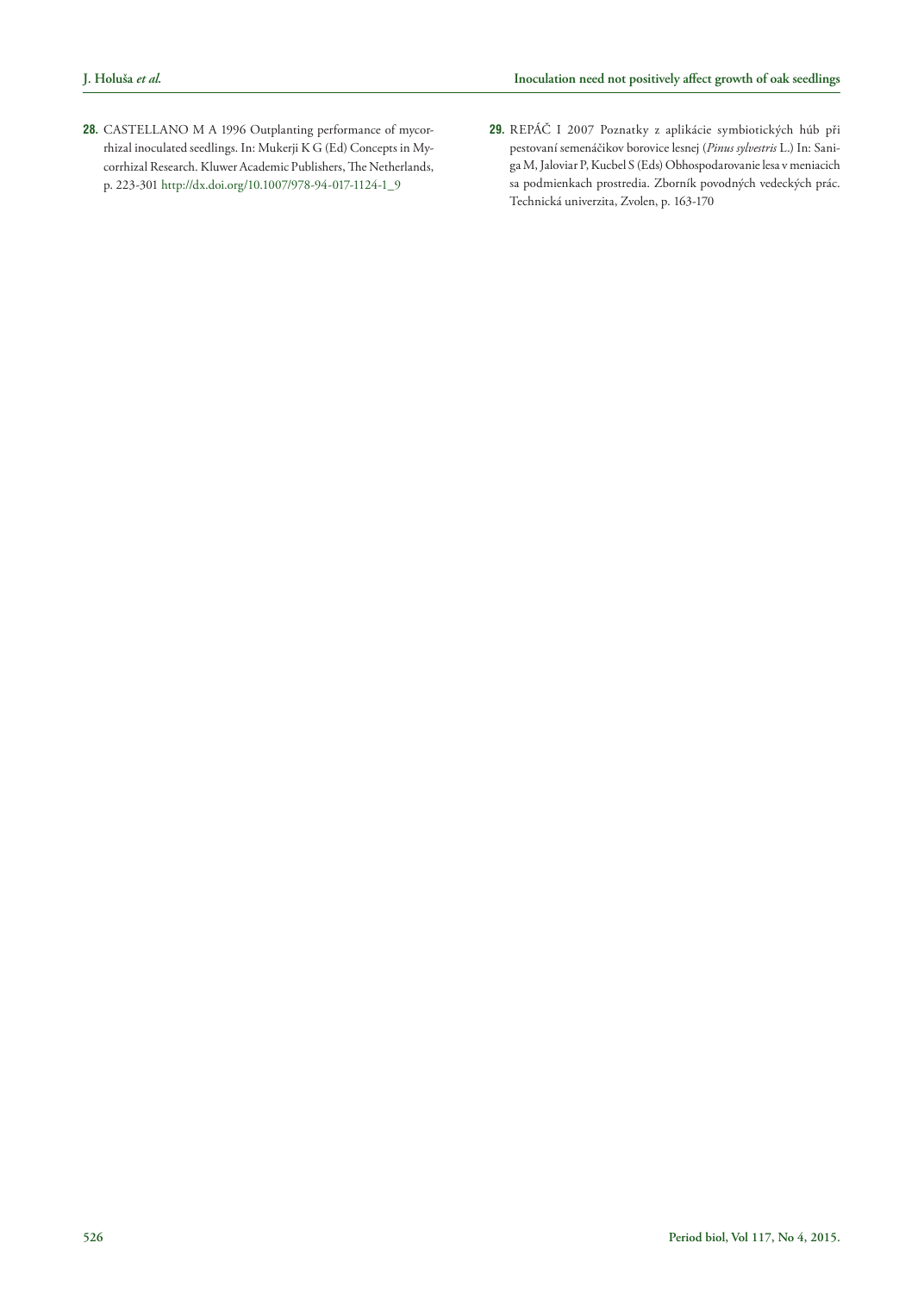28. CASTELLANO M A 1996 Outplanting performance of mycorrhizal inoculated seedlings. In: Mukerji K G (Ed) Concepts in Mycorrhizal Research. Kluwer Academic Publishers, The Netherlands, p. 223-301 http://dx.doi.org/10.1007/978-94-017-1124-1_9

29. REPÁČ I 2007 Poznatky z aplikácie symbiotických húb pri pestovaní semenáčikov borovice lesnej (*Pinus sylvestris* L.) In: Saniga M, Jaloviar P, Kucbel S (Eds) Obhospodarovanie lesa v meniacich sa podmienkach prostredia. Zborník povodných vedeckých prác. Technická univerzita, Zvolen, p. 163-170